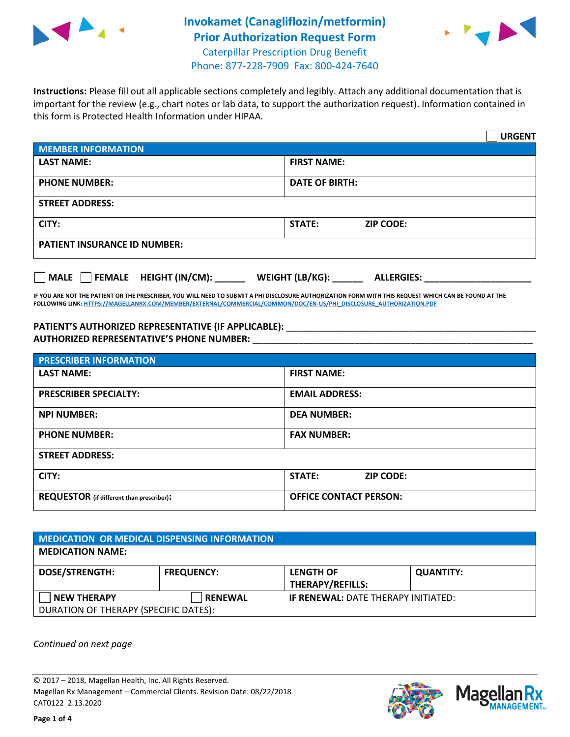# Invokamet (Canagliflozin/metformin) Prior Authorization Request Form

Caterpillar Prescription Drug Benefit
Phone: 877-228-7909 Fax: 800-424-7640

**Instructions:** Please fill out all applicable sections completely and legibly. Attach any additional documentation that is important for the review (e.g., chart notes or lab data, to support the authorization request). Information contained in this form is Protected Health Information under HIPAA.

☐ **URGENT**

| **MEMBER INFORMATION** | |
|---|---|
| **LAST NAME:** | **FIRST NAME:** |
| **PHONE NUMBER:** | **DATE OF BIRTH:** |
| **STREET ADDRESS:** | |
| **CITY:** | **STATE:** **ZIP CODE:** |
| **PATIENT INSURANCE ID NUMBER:** | |

☐ **MALE** ☐ **FEMALE** **HEIGHT (IN/CM):** ______ **WEIGHT (LB/KG):** ______ **ALLERGIES:** ____________________

**IF YOU ARE NOT THE PATIENT OR THE PRESCRIBER, YOU WILL NEED TO SUBMIT A PHI DISCLOSURE AUTHORIZATION FORM WITH THIS REQUEST WHICH CAN BE FOUND AT THE FOLLOWING LINK: HTTPS://MAGELLANRX.COM/MEMBER/EXTERNAL/COMMERCIAL/COMMON/DOC/EN-US/PHI_DISCLOSURE_AUTHORIZATION.PDF**

**PATIENT'S AUTHORIZED REPRESENTATIVE (IF APPLICABLE):** ____________________
**AUTHORIZED REPRESENTATIVE'S PHONE NUMBER:** ____________________

| **PRESCRIBER INFORMATION** | |
|---|---|
| **LAST NAME:** | **FIRST NAME:** |
| **PRESCRIBER SPECIALTY:** | **EMAIL ADDRESS:** |
| **NPI NUMBER:** | **DEA NUMBER:** |
| **PHONE NUMBER:** | **FAX NUMBER:** |
| **STREET ADDRESS:** | |
| **CITY:** | **STATE:** **ZIP CODE:** |
| **REQUESTOR** (if different than prescriber)**:** | **OFFICE CONTACT PERSON:** |

| **MEDICATION OR MEDICAL DISPENSING INFORMATION** | | | |
|---|---|---|---|
| **MEDICATION NAME:** | | | |
| **DOSE/STRENGTH:** | **FREQUENCY:** | **LENGTH OF THERAPY/REFILLS:** | **QUANTITY:** |
| ☐ **NEW THERAPY** | ☐ **RENEWAL** | **IF RENEWAL:** DATE THERAPY INITIATED: | |
| DURATION OF THERAPY (SPECIFIC DATES): | | | |

*Continued on next page*

© 2017 – 2018, Magellan Health, Inc. All Rights Reserved.
Magellan Rx Management – Commercial Clients. Revision Date: 08/22/2018
CAT0122 2.13.2020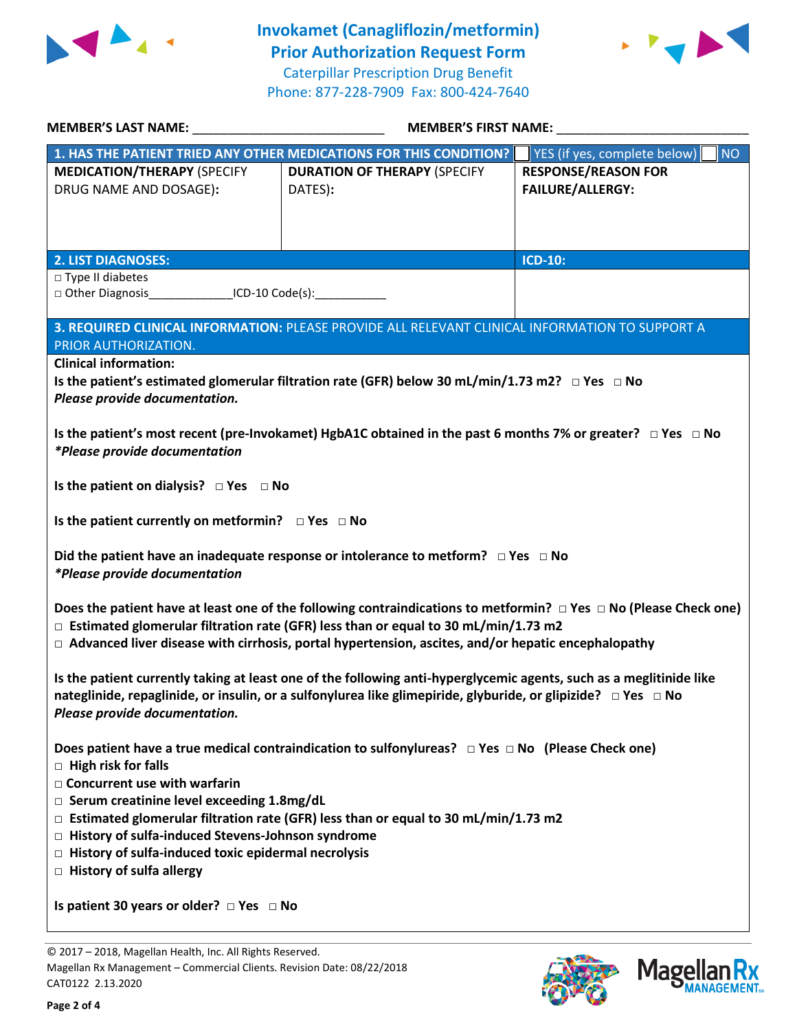# Invokamet (Canagliflozin/metformin) Prior Authorization Request Form

Caterpillar Prescription Drug Benefit
Phone: 877-228-7909 Fax: 800-424-7640

**MEMBER'S LAST NAME:** ___________________________ **MEMBER'S FIRST NAME:** ___________________________

| **1. HAS THE PATIENT TRIED ANY OTHER MEDICATIONS FOR THIS CONDITION?** | | ☐ YES (if yes, complete below) ☐ NO |
|---|---|---|
| **MEDICATION/THERAPY** (SPECIFY DRUG NAME AND DOSAGE): | **DURATION OF THERAPY** (SPECIFY DATES): | **RESPONSE/REASON FOR FAILURE/ALLERGY:** |
| | | |

| **2. LIST DIAGNOSES:** | **ICD-10:** |
|---|---|
| □ Type II diabetes<br>□ Other Diagnosis_____________ICD-10 Code(s):___________ | |

**3. REQUIRED CLINICAL INFORMATION:** PLEASE PROVIDE ALL RELEVANT CLINICAL INFORMATION TO SUPPORT A PRIOR AUTHORIZATION.

**Clinical information:**

**Is the patient's estimated glomerular filtration rate (GFR) below 30 mL/min/1.73 m2?** □ **Yes** □ **No**
***Please provide documentation.***

**Is the patient's most recent (pre-Invokamet) HgbA1C obtained in the past 6 months 7% or greater?** □ **Yes** □ **No**
***\*Please provide documentation***

**Is the patient on dialysis?** □ **Yes** □ **No**

**Is the patient currently on metformin?** □ **Yes** □ **No**

**Did the patient have an inadequate response or intolerance to metform?** □ **Yes** □ **No**
***\*Please provide documentation***

**Does the patient have at least one of the following contraindications to metformin?** □ **Yes** □ **No (Please Check one)**
- □ **Estimated glomerular filtration rate (GFR) less than or equal to 30 mL/min/1.73 m2**
- □ **Advanced liver disease with cirrhosis, portal hypertension, ascites, and/or hepatic encephalopathy**

**Is the patient currently taking at least one of the following anti-hyperglycemic agents, such as a meglitinide like nateglinide, repaglinide, or insulin, or a sulfonylurea like glimepiride, glyburide, or glipizide?** □ **Yes** □ **No**
***Please provide documentation.***

**Does patient have a true medical contraindication to sulfonylureas?** □ **Yes** □ **No (Please Check one)**
- □ **High risk for falls**
- □ **Concurrent use with warfarin**
- □ **Serum creatinine level exceeding 1.8mg/dL**
- □ **Estimated glomerular filtration rate (GFR) less than or equal to 30 mL/min/1.73 m2**
- □ **History of sulfa-induced Stevens-Johnson syndrome**
- □ **History of sulfa-induced toxic epidermal necrolysis**
- □ **History of sulfa allergy**

**Is patient 30 years or older?** □ **Yes** □ **No**

© 2017 – 2018, Magellan Health, Inc. All Rights Reserved.
Magellan Rx Management – Commercial Clients. Revision Date: 08/22/2018
CAT0122 2.13.2020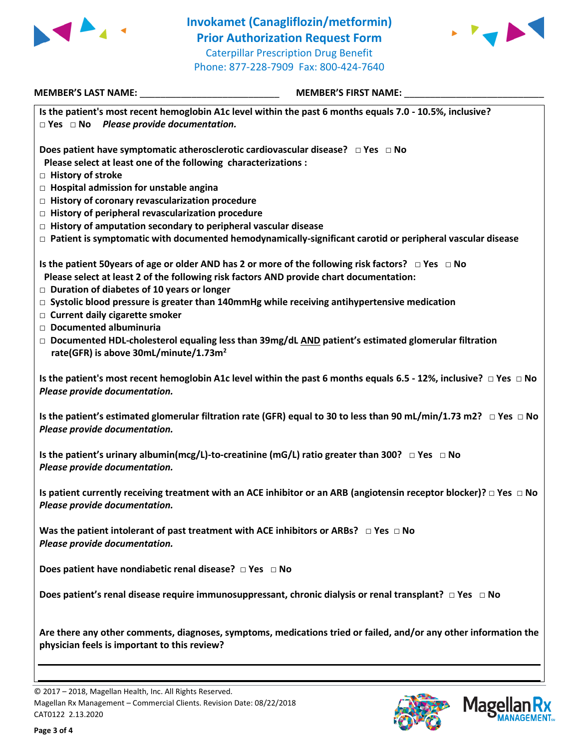# Invokamet (Canagliflozin/metformin)
## Prior Authorization Request Form

Caterpillar Prescription Drug Benefit
Phone: 877-228-7909 Fax: 800-424-7640

**MEMBER'S LAST NAME:** ___________________________ **MEMBER'S FIRST NAME:** ___________________________

**Is the patient's most recent hemoglobin A1c level within the past 6 months equals 7.0 - 10.5%, inclusive?**
**□ Yes □ No** ***Please provide documentation.***

**Does patient have symptomatic atherosclerotic cardiovascular disease? □ Yes □ No**
**Please select at least one of the following characterizations :**

- **□ History of stroke**
- **□ Hospital admission for unstable angina**
- **□ History of coronary revascularization procedure**
- **□ History of peripheral revascularization procedure**
- **□ History of amputation secondary to peripheral vascular disease**
- **□ Patient is symptomatic with documented hemodynamically-significant carotid or peripheral vascular disease**

**Is the patient 50years of age or older AND has 2 or more of the following risk factors? □ Yes □ No**
**Please select at least 2 of the following risk factors AND provide chart documentation:**

- **□ Duration of diabetes of 10 years or longer**
- **□ Systolic blood pressure is greater than 140mmHg while receiving antihypertensive medication**
- **□ Current daily cigarette smoker**
- **□ Documented albuminuria**
- **□ Documented HDL-cholesterol equaling less than 39mg/dL AND patient's estimated glomerular filtration rate(GFR) is above 30mL/minute/1.73m²**

**Is the patient's most recent hemoglobin A1c level within the past 6 months equals 6.5 - 12%, inclusive? □ Yes □ No**
***Please provide documentation.***

**Is the patient's estimated glomerular filtration rate (GFR) equal to 30 to less than 90 mL/min/1.73 m2? □ Yes □ No**
***Please provide documentation.***

**Is the patient's urinary albumin(mcg/L)-to-creatinine (mG/L) ratio greater than 300? □ Yes □ No**
***Please provide documentation.***

**Is patient currently receiving treatment with an ACE inhibitor or an ARB (angiotensin receptor blocker)? □ Yes □ No**
***Please provide documentation.***

**Was the patient intolerant of past treatment with ACE inhibitors or ARBs? □ Yes □ No**
***Please provide documentation.***

**Does patient have nondiabetic renal disease? □ Yes □ No**

**Does patient's renal disease require immunosuppressant, chronic dialysis or renal transplant? □ Yes □ No**

**Are there any other comments, diagnoses, symptoms, medications tried or failed, and/or any other information the physician feels is important to this review?**

___________________________________________________________________________

___________________________________________________________________________

© 2017 – 2018, Magellan Health, Inc. All Rights Reserved.
Magellan Rx Management – Commercial Clients. Revision Date: 08/22/2018
CAT0122 2.13.2020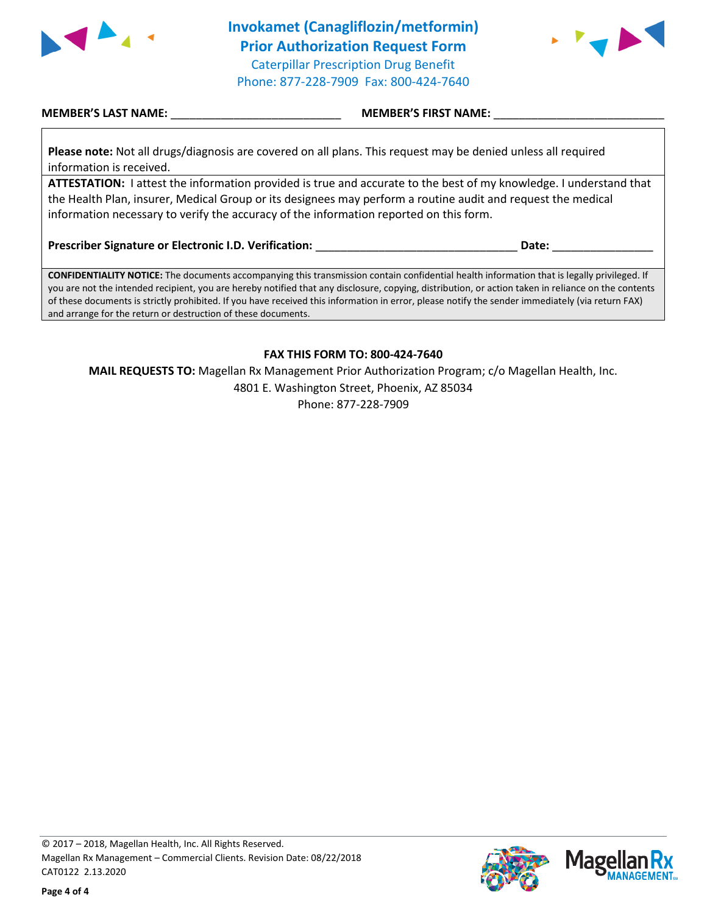# Invokamet (Canagliflozin/metformin) Prior Authorization Request Form

Caterpillar Prescription Drug Benefit
Phone: 877-228-7909 Fax: 800-424-7640

**MEMBER'S LAST NAME:** ___________________________ **MEMBER'S FIRST NAME:** ___________________________

**Please note:** Not all drugs/diagnosis are covered on all plans. This request may be denied unless all required information is received.

**ATTESTATION:** I attest the information provided is true and accurate to the best of my knowledge. I understand that the Health Plan, insurer, Medical Group or its designees may perform a routine audit and request the medical information necessary to verify the accuracy of the information reported on this form.

**Prescriber Signature or Electronic I.D. Verification:** _______________________________ **Date:** _______________

**CONFIDENTIALITY NOTICE:** The documents accompanying this transmission contain confidential health information that is legally privileged. If you are not the intended recipient, you are hereby notified that any disclosure, copying, distribution, or action taken in reliance on the contents of these documents is strictly prohibited. If you have received this information in error, please notify the sender immediately (via return FAX) and arrange for the return or destruction of these documents.

**FAX THIS FORM TO: 800-424-7640**

**MAIL REQUESTS TO:** Magellan Rx Management Prior Authorization Program; c/o Magellan Health, Inc.
4801 E. Washington Street, Phoenix, AZ 85034
Phone: 877-228-7909

© 2017 – 2018, Magellan Health, Inc. All Rights Reserved.
Magellan Rx Management – Commercial Clients. Revision Date: 08/22/2018
CAT0122 2.13.2020